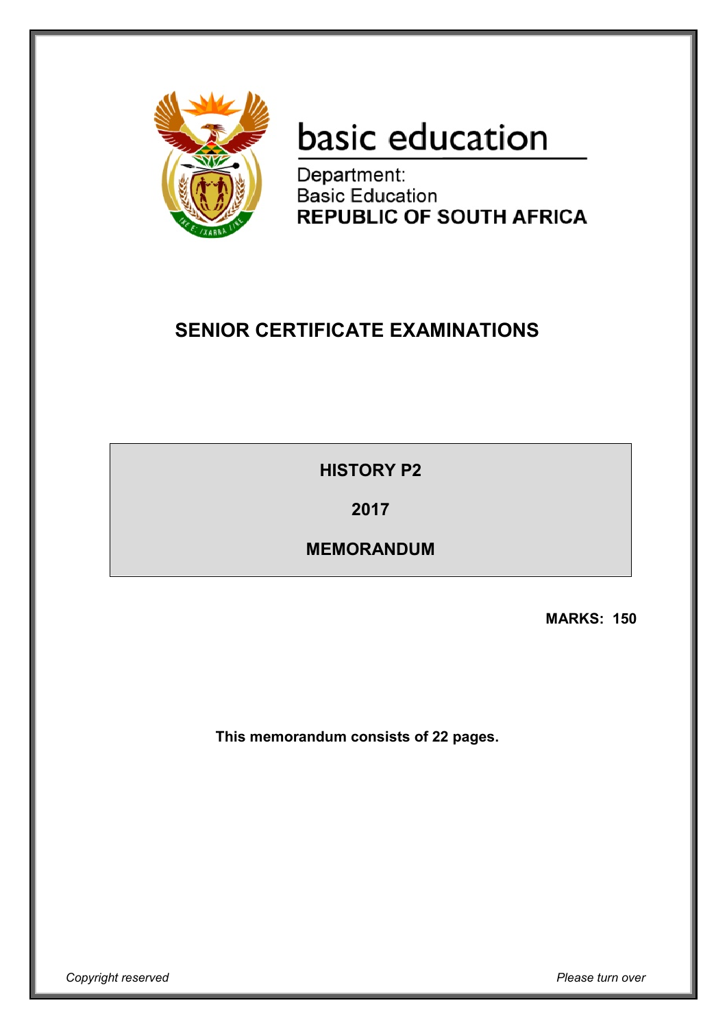basic education

Department:
Basic Education
**REPUBLIC OF SOUTH AFRICA**

# SENIOR CERTIFICATE EXAMINATIONS

**HISTORY P2**

**2017**

**MEMORANDUM**

**MARKS: 150**

**This memorandum consists of 22 pages.**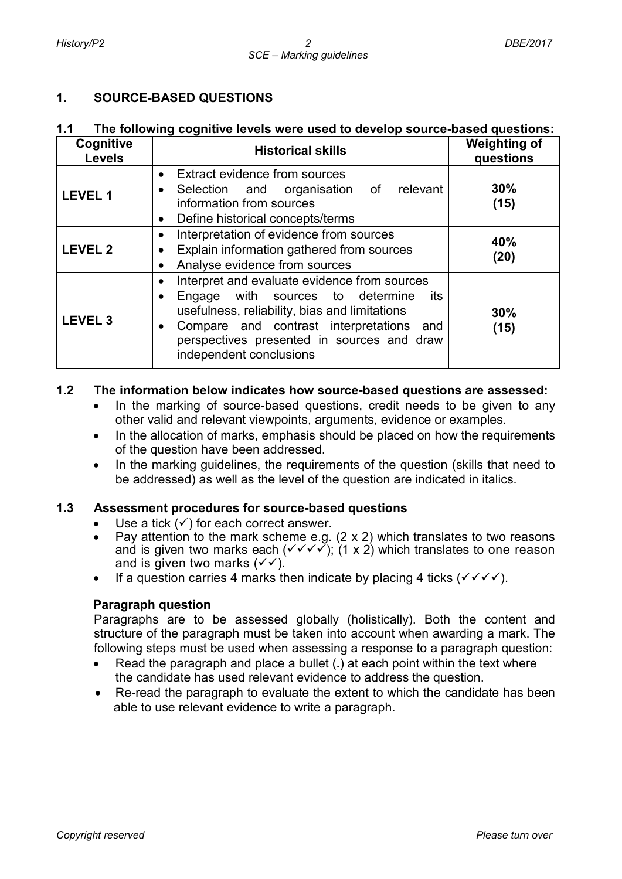## 1. SOURCE-BASED QUESTIONS

### 1.1 The following cognitive levels were used to develop source-based questions:

| Cognitive Levels | Historical skills | Weighting of questions |
|---|---|---|
| **LEVEL 1** | • Extract evidence from sources<br>• Selection and organisation of relevant information from sources<br>• Define historical concepts/terms | **30%**<br>**(15)** |
| **LEVEL 2** | • Interpretation of evidence from sources<br>• Explain information gathered from sources<br>• Analyse evidence from sources | **40%**<br>**(20)** |
| **LEVEL 3** | • Interpret and evaluate evidence from sources<br>• Engage with sources to determine its usefulness, reliability, bias and limitations<br>• Compare and contrast interpretations and perspectives presented in sources and draw independent conclusions | **30%**<br>**(15)** |

### 1.2 The information below indicates how source-based questions are assessed:

- In the marking of source-based questions, credit needs to be given to any other valid and relevant viewpoints, arguments, evidence or examples.
- In the allocation of marks, emphasis should be placed on how the requirements of the question have been addressed.
- In the marking guidelines, the requirements of the question (skills that need to be addressed) as well as the level of the question are indicated in italics.

### 1.3 Assessment procedures for source-based questions

- Use a tick (✓) for each correct answer.
- Pay attention to the mark scheme e.g. (2 x 2) which translates to two reasons and is given two marks each (✓✓✓✓); (1 x 2) which translates to one reason and is given two marks (✓✓).
- If a question carries 4 marks then indicate by placing 4 ticks (✓✓✓✓).

**Paragraph question**

Paragraphs are to be assessed globally (holistically). Both the content and structure of the paragraph must be taken into account when awarding a mark. The following steps must be used when assessing a response to a paragraph question:

- Read the paragraph and place a bullet (**.**) at each point within the text where the candidate has used relevant evidence to address the question.
- Re-read the paragraph to evaluate the extent to which the candidate has been able to use relevant evidence to write a paragraph.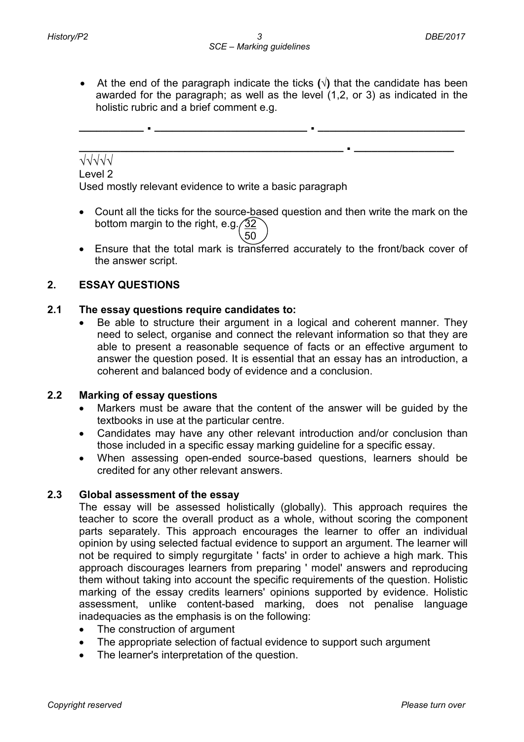- At the end of the paragraph indicate the ticks (√) that the candidate has been awarded for the paragraph; as well as the level (1,2, or 3) as indicated in the holistic rubric and a brief comment e.g.

__________ . ________________________ . _______________________

__________________________________________ . _______________
√√√√√

Level 2

Used mostly relevant evidence to write a basic paragraph

- Count all the ticks for the source-based question and then write the mark on the bottom margin to the right, e.g. 32/50
- Ensure that the total mark is transferred accurately to the front/back cover of the answer script.

## 2. ESSAY QUESTIONS

### 2.1 The essay questions require candidates to:

- Be able to structure their argument in a logical and coherent manner. They need to select, organise and connect the relevant information so that they are able to present a reasonable sequence of facts or an effective argument to answer the question posed. It is essential that an essay has an introduction, a coherent and balanced body of evidence and a conclusion.

### 2.2 Marking of essay questions

- Markers must be aware that the content of the answer will be guided by the textbooks in use at the particular centre.
- Candidates may have any other relevant introduction and/or conclusion than those included in a specific essay marking guideline for a specific essay.
- When assessing open-ended source-based questions, learners should be credited for any other relevant answers.

### 2.3 Global assessment of the essay

The essay will be assessed holistically (globally). This approach requires the teacher to score the overall product as a whole, without scoring the component parts separately. This approach encourages the learner to offer an individual opinion by using selected factual evidence to support an argument. The learner will not be required to simply regurgitate ' facts' in order to achieve a high mark. This approach discourages learners from preparing ' model' answers and reproducing them without taking into account the specific requirements of the question. Holistic marking of the essay credits learners' opinions supported by evidence. Holistic assessment, unlike content-based marking, does not penalise language inadequacies as the emphasis is on the following:

- The construction of argument
- The appropriate selection of factual evidence to support such argument
- The learner's interpretation of the question.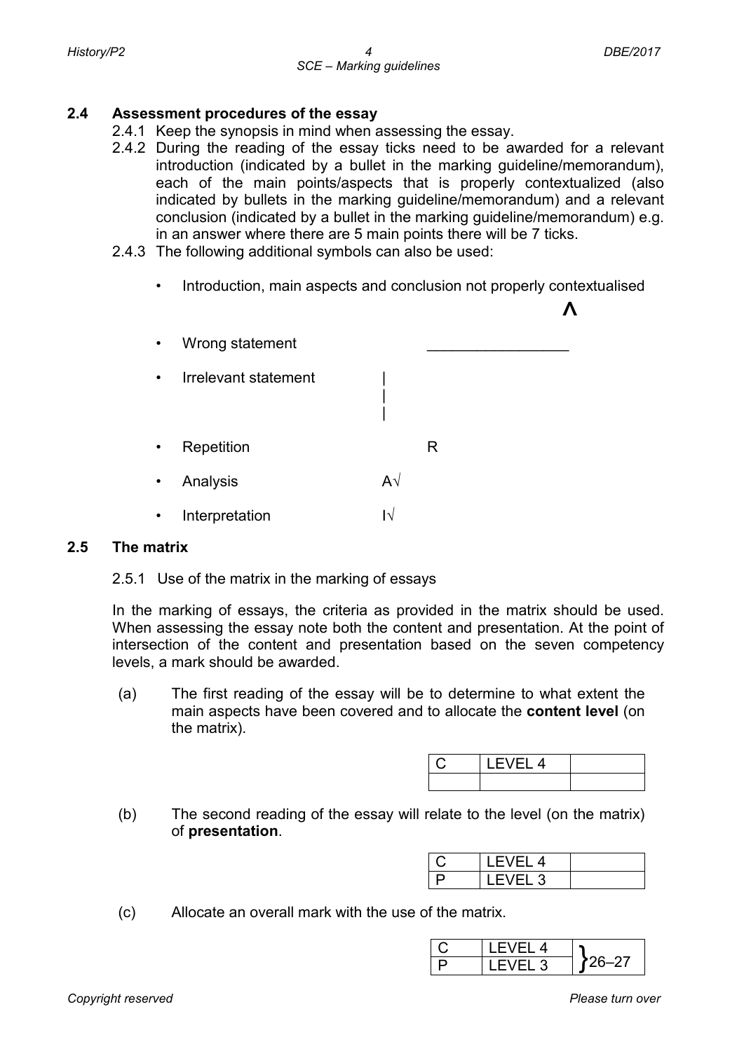### 2.4 Assessment procedures of the essay

2.4.1 Keep the synopsis in mind when assessing the essay.

2.4.2 During the reading of the essay ticks need to be awarded for a relevant introduction (indicated by a bullet in the marking guideline/memorandum), each of the main points/aspects that is properly contextualized (also indicated by bullets in the marking guideline/memorandum) and a relevant conclusion (indicated by a bullet in the marking guideline/memorandum) e.g. in an answer where there are 5 main points there will be 7 ticks.

2.4.3 The following additional symbols can also be used:

- Introduction, main aspects and conclusion not properly contextualised ʌ
- Wrong statement _________________
- Irrelevant statement |
- Repetition R
- Analysis A√
- Interpretation I√

### 2.5 The matrix

2.5.1 Use of the matrix in the marking of essays

In the marking of essays, the criteria as provided in the matrix should be used. When assessing the essay note both the content and presentation. At the point of intersection of the content and presentation based on the seven competency levels, a mark should be awarded.

(a) The first reading of the essay will be to determine to what extent the main aspects have been covered and to allocate the **content level** (on the matrix).

| C | LEVEL 4 | |
|---|---|---|
| | | |

(b) The second reading of the essay will relate to the level (on the matrix) of **presentation**.

| C | LEVEL 4 | |
|---|---|---|
| P | LEVEL 3 | |

(c) Allocate an overall mark with the use of the matrix.

| C | LEVEL 4 | } 26–27 |
|---|---|---|
| P | LEVEL 3 | |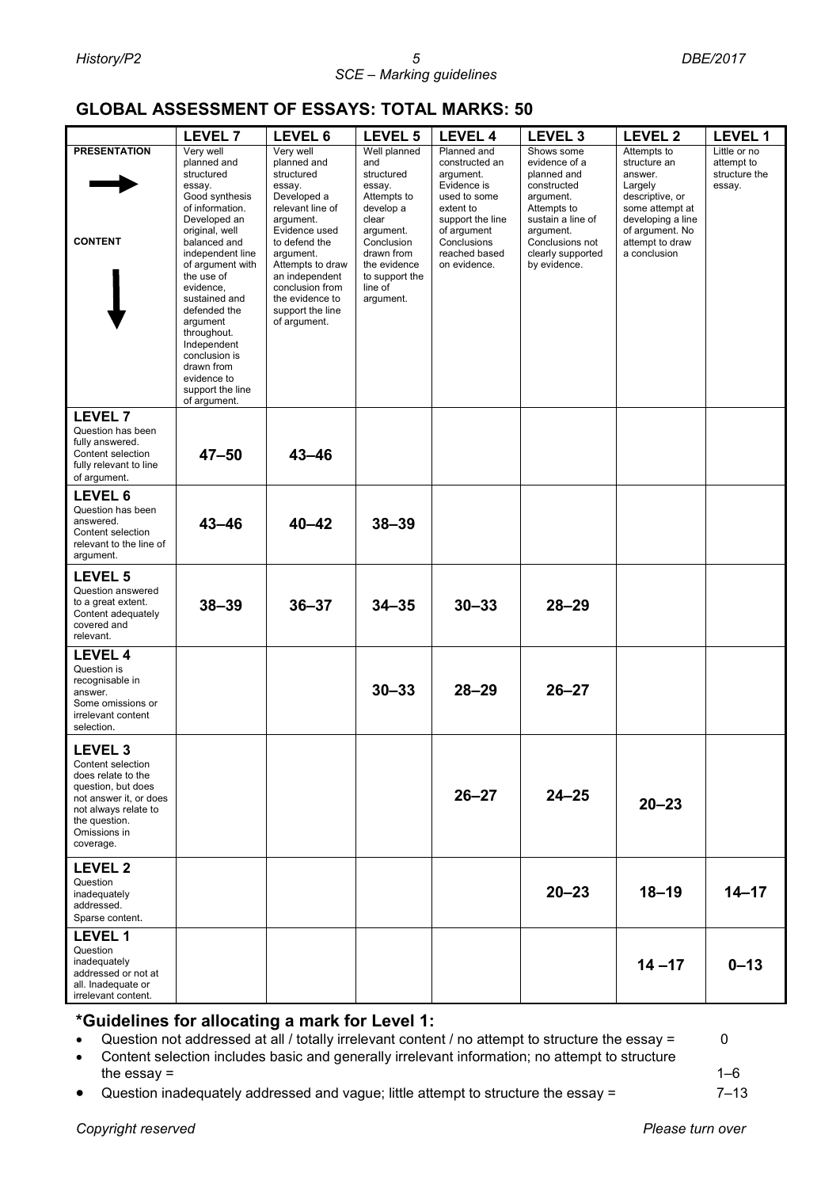## GLOBAL ASSESSMENT OF ESSAYS: TOTAL MARKS: 50

| | LEVEL 7 | LEVEL 6 | LEVEL 5 | LEVEL 4 | LEVEL 3 | LEVEL 2 | LEVEL 1 |
|---|---|---|---|---|---|---|---|
| **PRESENTATION** → **CONTENT** ↓ | Very well planned and structured essay. Good synthesis of information. Developed an original, well balanced and independent line of argument with the use of evidence, sustained and defended the argument throughout. Independent conclusion is drawn from evidence to support the line of argument. | Very well planned and structured essay. Developed a relevant line of argument. Evidence used to defend the argument. Attempts to draw an independent conclusion from the evidence to support the line of argument. | Well planned and structured essay. Attempts to develop a clear argument. Conclusion drawn from the evidence to support the line of argument. | Planned and constructed an argument. Evidence is used to some extent to support the line of argument Conclusions reached based on evidence. | Shows some evidence of a planned and constructed argument. Attempts to sustain a line of argument. Conclusions not clearly supported by evidence. | Attempts to structure an answer. Largely descriptive, or some attempt at developing a line of argument. No attempt to draw a conclusion | Little or no attempt to structure the essay. |
| **LEVEL 7** Question has been fully answered. Content selection fully relevant to line of argument. | 47–50 | 43–46 | | | | | |
| **LEVEL 6** Question has been answered. Content selection relevant to the line of argument. | 43–46 | 40–42 | 38–39 | | | | |
| **LEVEL 5** Question answered to a great extent. Content adequately covered and relevant. | 38–39 | 36–37 | 34–35 | 30–33 | 28–29 | | |
| **LEVEL 4** Question is recognisable in answer. Some omissions or irrelevant content selection. | | | 30–33 | 28–29 | 26–27 | | |
| **LEVEL 3** Content selection does relate to the question, but does not answer it, or does not always relate to the question. Omissions in coverage. | | | | 26–27 | 24–25 | 20–23 | |
| **LEVEL 2** Question inadequately addressed. Sparse content. | | | | | 20–23 | 18–19 | 14–17 |
| **LEVEL 1** Question inadequately addressed or not at all. Inadequate or irrelevant content. | | | | | | 14 –17 | 0–13 |

### *Guidelines for allocating a mark for Level 1:

- Question not addressed at all / totally irrelevant content / no attempt to structure the essay = 0
- Content selection includes basic and generally irrelevant information; no attempt to structure the essay = 1–6
- Question inadequately addressed and vague; little attempt to structure the essay = 7–13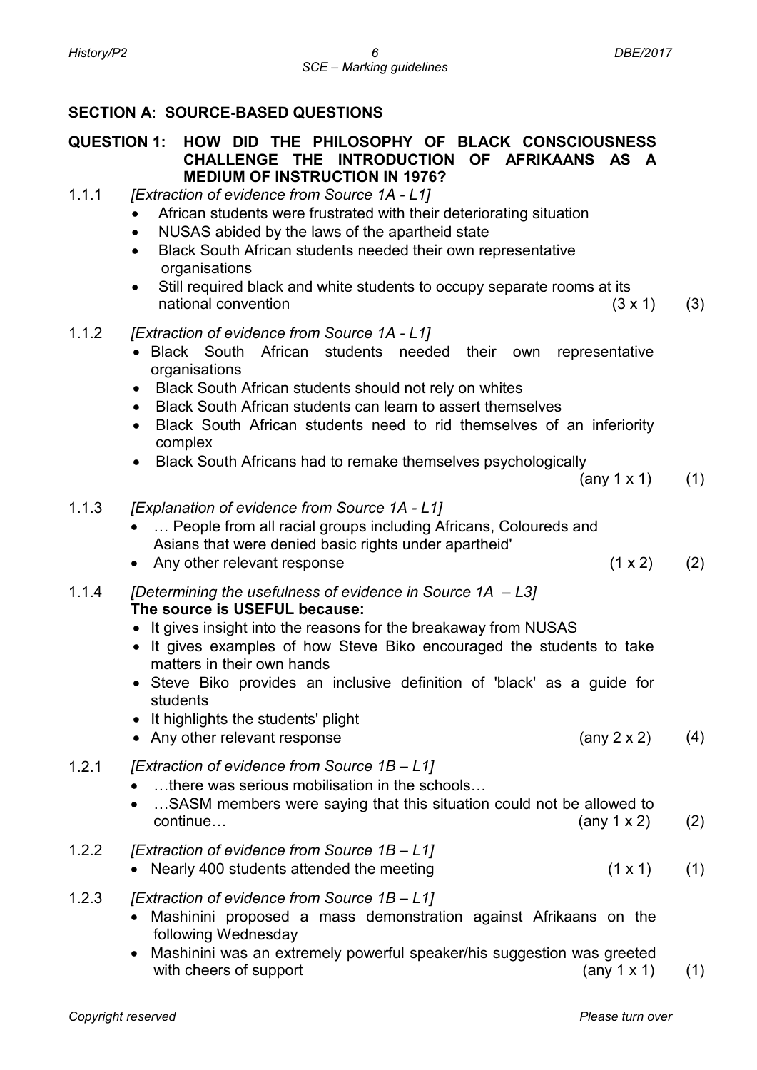## SECTION A: SOURCE-BASED QUESTIONS

### QUESTION 1: HOW DID THE PHILOSOPHY OF BLACK CONSCIOUSNESS CHALLENGE THE INTRODUCTION OF AFRIKAANS AS A MEDIUM OF INSTRUCTION IN 1976?

1.1.1 *[Extraction of evidence from Source 1A - L1]*

- African students were frustrated with their deteriorating situation
- NUSAS abided by the laws of the apartheid state
- Black South African students needed their own representative organisations
- Still required black and white students to occupy separate rooms at its national convention (3 x 1) (3)

1.1.2 *[Extraction of evidence from Source 1A - L1]*

- Black South African students needed their own representative organisations
- Black South African students should not rely on whites
- Black South African students can learn to assert themselves
- Black South African students need to rid themselves of an inferiority complex
- Black South Africans had to remake themselves psychologically (any 1 x 1) (1)

1.1.3 *[Explanation of evidence from Source 1A - L1]*

- … People from all racial groups including Africans, Coloureds and Asians that were denied basic rights under apartheid'
- Any other relevant response (1 x 2) (2)

1.1.4 *[Determining the usefulness of evidence in Source 1A – L3]*

**The source is USEFUL because:**

- It gives insight into the reasons for the breakaway from NUSAS
- It gives examples of how Steve Biko encouraged the students to take matters in their own hands
- Steve Biko provides an inclusive definition of 'black' as a guide for students
- It highlights the students' plight
- Any other relevant response (any 2 x 2) (4)

1.2.1 *[Extraction of evidence from Source 1B – L1]*

- …there was serious mobilisation in the schools…
- …SASM members were saying that this situation could not be allowed to continue… (any 1 x 2) (2)

1.2.2 *[Extraction of evidence from Source 1B – L1]*

- Nearly 400 students attended the meeting (1 x 1) (1)

1.2.3 *[Extraction of evidence from Source 1B – L1]*

- Mashinini proposed a mass demonstration against Afrikaans on the following Wednesday
- Mashinini was an extremely powerful speaker/his suggestion was greeted with cheers of support (any 1 x 1) (1)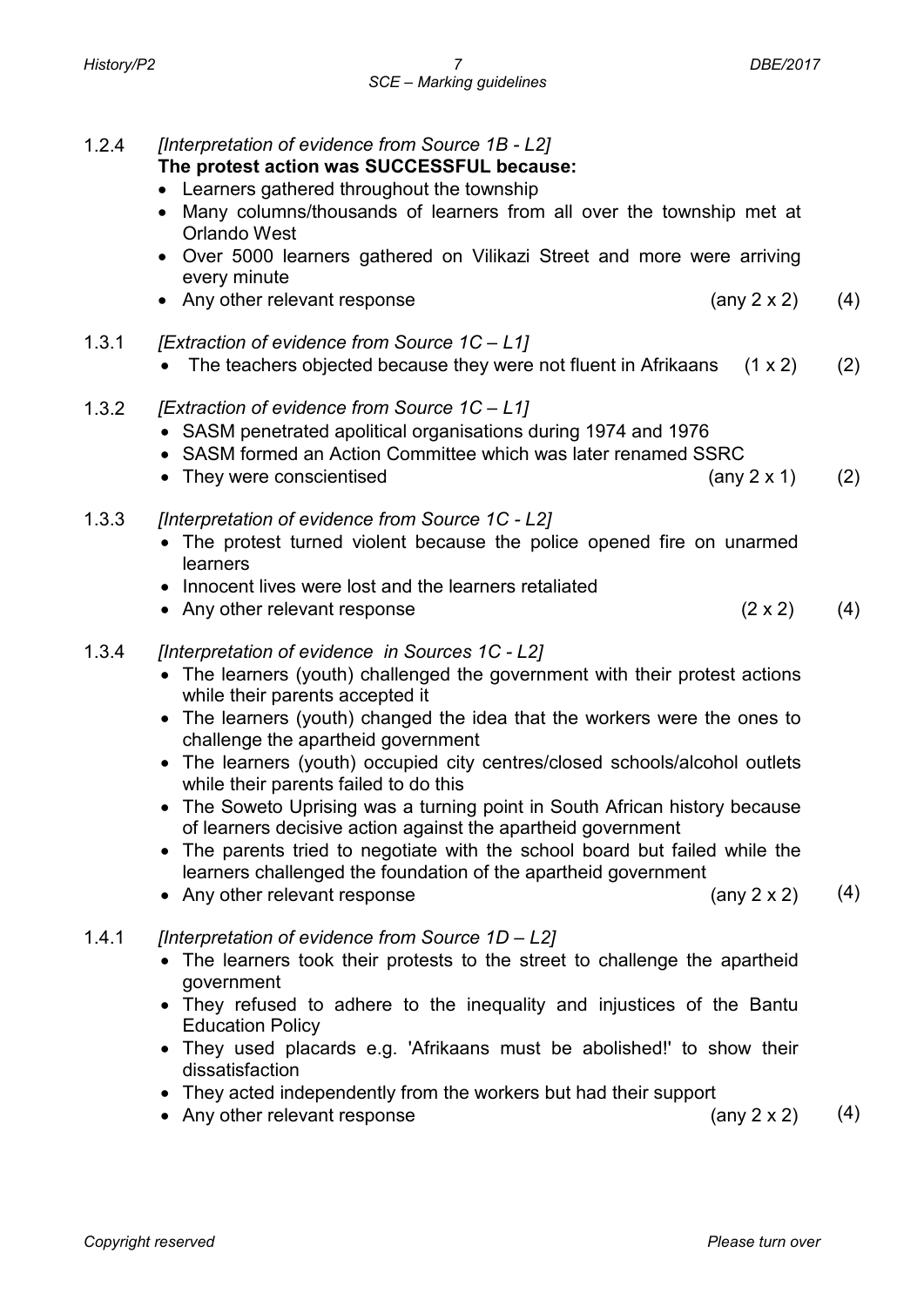1.2.4 *[Interpretation of evidence from Source 1B - L2]*

**The protest action was SUCCESSFUL because:**

- Learners gathered throughout the township
- Many columns/thousands of learners from all over the township met at Orlando West
- Over 5000 learners gathered on Vilikazi Street and more were arriving every minute
- Any other relevant response (any 2 x 2) (4)

1.3.1 *[Extraction of evidence from Source 1C – L1]*

- The teachers objected because they were not fluent in Afrikaans (1 x 2) (2)

1.3.2 *[Extraction of evidence from Source 1C – L1]*

- SASM penetrated apolitical organisations during 1974 and 1976
- SASM formed an Action Committee which was later renamed SSRC
- They were conscientised (any 2 x 1) (2)

1.3.3 *[Interpretation of evidence from Source 1C - L2]*

- The protest turned violent because the police opened fire on unarmed learners
- Innocent lives were lost and the learners retaliated
- Any other relevant response (2 x 2) (4)

1.3.4 *[Interpretation of evidence in Sources 1C - L2]*

- The learners (youth) challenged the government with their protest actions while their parents accepted it
- The learners (youth) changed the idea that the workers were the ones to challenge the apartheid government
- The learners (youth) occupied city centres/closed schools/alcohol outlets while their parents failed to do this
- The Soweto Uprising was a turning point in South African history because of learners decisive action against the apartheid government
- The parents tried to negotiate with the school board but failed while the learners challenged the foundation of the apartheid government
- Any other relevant response (any 2 x 2) (4)

1.4.1 *[Interpretation of evidence from Source 1D – L2]*

- The learners took their protests to the street to challenge the apartheid government
- They refused to adhere to the inequality and injustices of the Bantu Education Policy
- They used placards e.g. 'Afrikaans must be abolished!' to show their dissatisfaction
- They acted independently from the workers but had their support
- Any other relevant response (any 2 x 2) (4)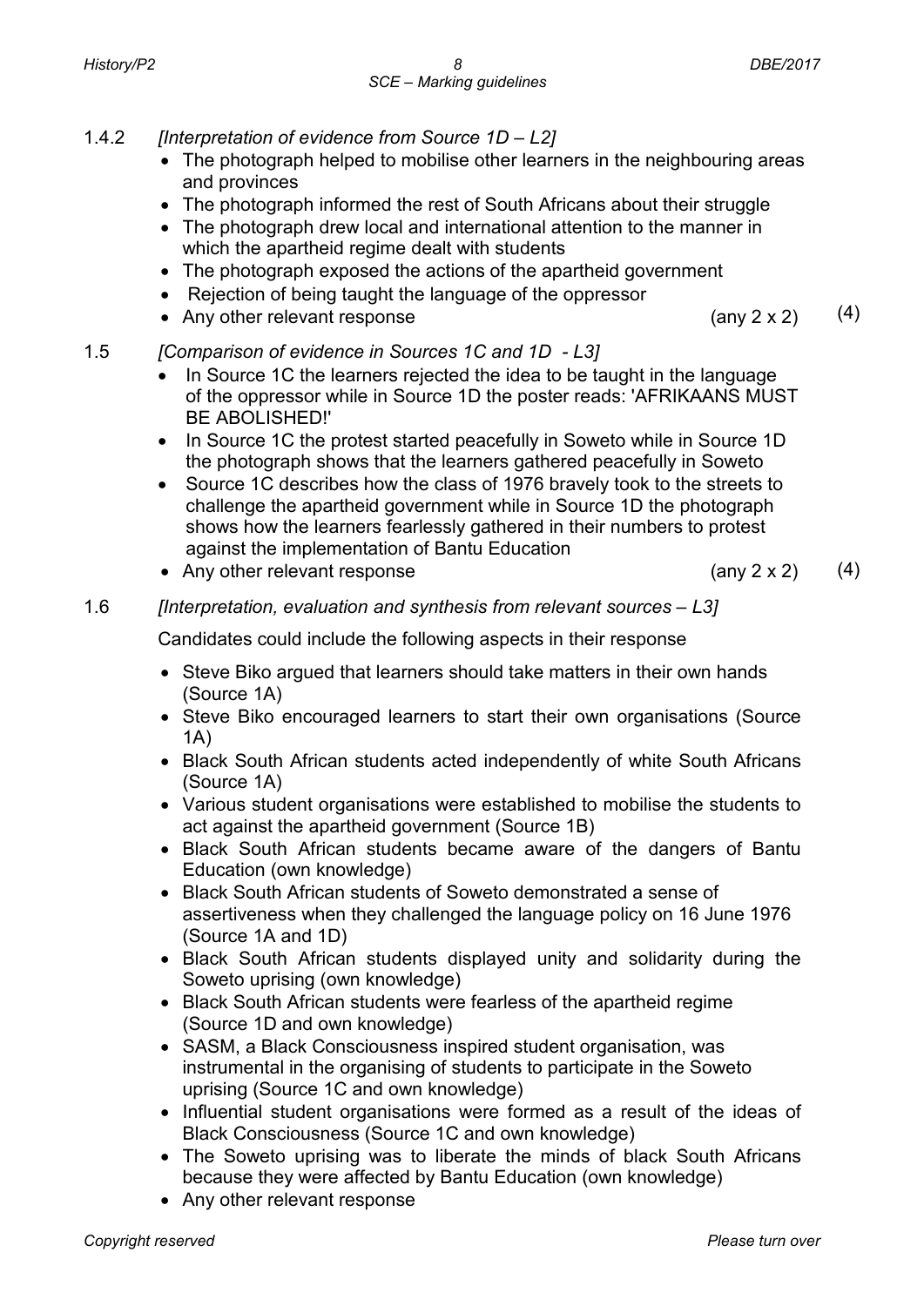1.4.2 *[Interpretation of evidence from Source 1D – L2]*

- The photograph helped to mobilise other learners in the neighbouring areas and provinces
- The photograph informed the rest of South Africans about their struggle
- The photograph drew local and international attention to the manner in which the apartheid regime dealt with students
- The photograph exposed the actions of the apartheid government
- Rejection of being taught the language of the oppressor
- Any other relevant response (any 2 x 2) (4)

1.5 *[Comparison of evidence in Sources 1C and 1D - L3]*

- In Source 1C the learners rejected the idea to be taught in the language of the oppressor while in Source 1D the poster reads: 'AFRIKAANS MUST BE ABOLISHED!'
- In Source 1C the protest started peacefully in Soweto while in Source 1D the photograph shows that the learners gathered peacefully in Soweto
- Source 1C describes how the class of 1976 bravely took to the streets to challenge the apartheid government while in Source 1D the photograph shows how the learners fearlessly gathered in their numbers to protest against the implementation of Bantu Education
- Any other relevant response (any 2 x 2) (4)

1.6 *[Interpretation, evaluation and synthesis from relevant sources – L3]*

Candidates could include the following aspects in their response

- Steve Biko argued that learners should take matters in their own hands (Source 1A)
- Steve Biko encouraged learners to start their own organisations (Source 1A)
- Black South African students acted independently of white South Africans (Source 1A)
- Various student organisations were established to mobilise the students to act against the apartheid government (Source 1B)
- Black South African students became aware of the dangers of Bantu Education (own knowledge)
- Black South African students of Soweto demonstrated a sense of assertiveness when they challenged the language policy on 16 June 1976 (Source 1A and 1D)
- Black South African students displayed unity and solidarity during the Soweto uprising (own knowledge)
- Black South African students were fearless of the apartheid regime (Source 1D and own knowledge)
- SASM, a Black Consciousness inspired student organisation, was instrumental in the organising of students to participate in the Soweto uprising (Source 1C and own knowledge)
- Influential student organisations were formed as a result of the ideas of Black Consciousness (Source 1C and own knowledge)
- The Soweto uprising was to liberate the minds of black South Africans because they were affected by Bantu Education (own knowledge)
- Any other relevant response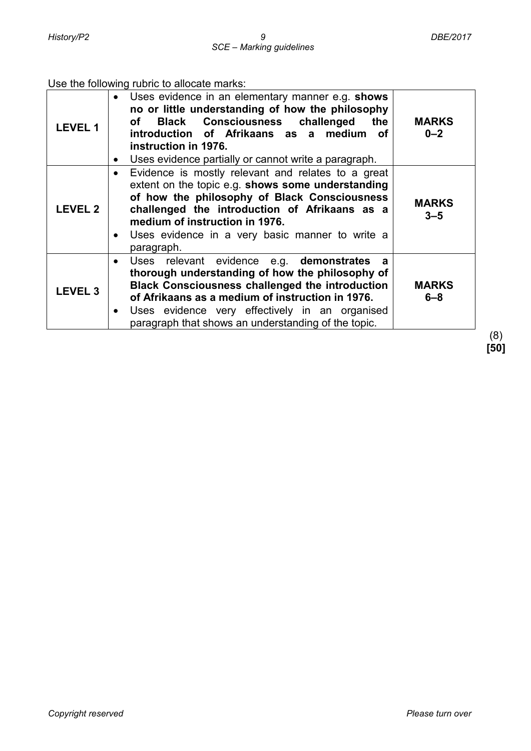Use the following rubric to allocate marks:

| | | |
|---|---|---|
| **LEVEL 1** | • Uses evidence in an elementary manner e.g. **shows no or little understanding of how the philosophy of Black Consciousness challenged the introduction of Afrikaans as a medium of instruction in 1976.**<br>• Uses evidence partially or cannot write a paragraph. | **MARKS 0–2** |
| **LEVEL 2** | • Evidence is mostly relevant and relates to a great extent on the topic e.g. **shows some understanding of how the philosophy of Black Consciousness challenged the introduction of Afrikaans as a medium of instruction in 1976.**<br>• Uses evidence in a very basic manner to write a paragraph. | **MARKS 3–5** |
| **LEVEL 3** | • Uses relevant evidence e.g. **demonstrates a thorough understanding of how the philosophy of Black Consciousness challenged the introduction of Afrikaans as a medium of instruction in 1976.**<br>• Uses evidence very effectively in an organised paragraph that shows an understanding of the topic. | **MARKS 6–8** |

(8)
**[50]**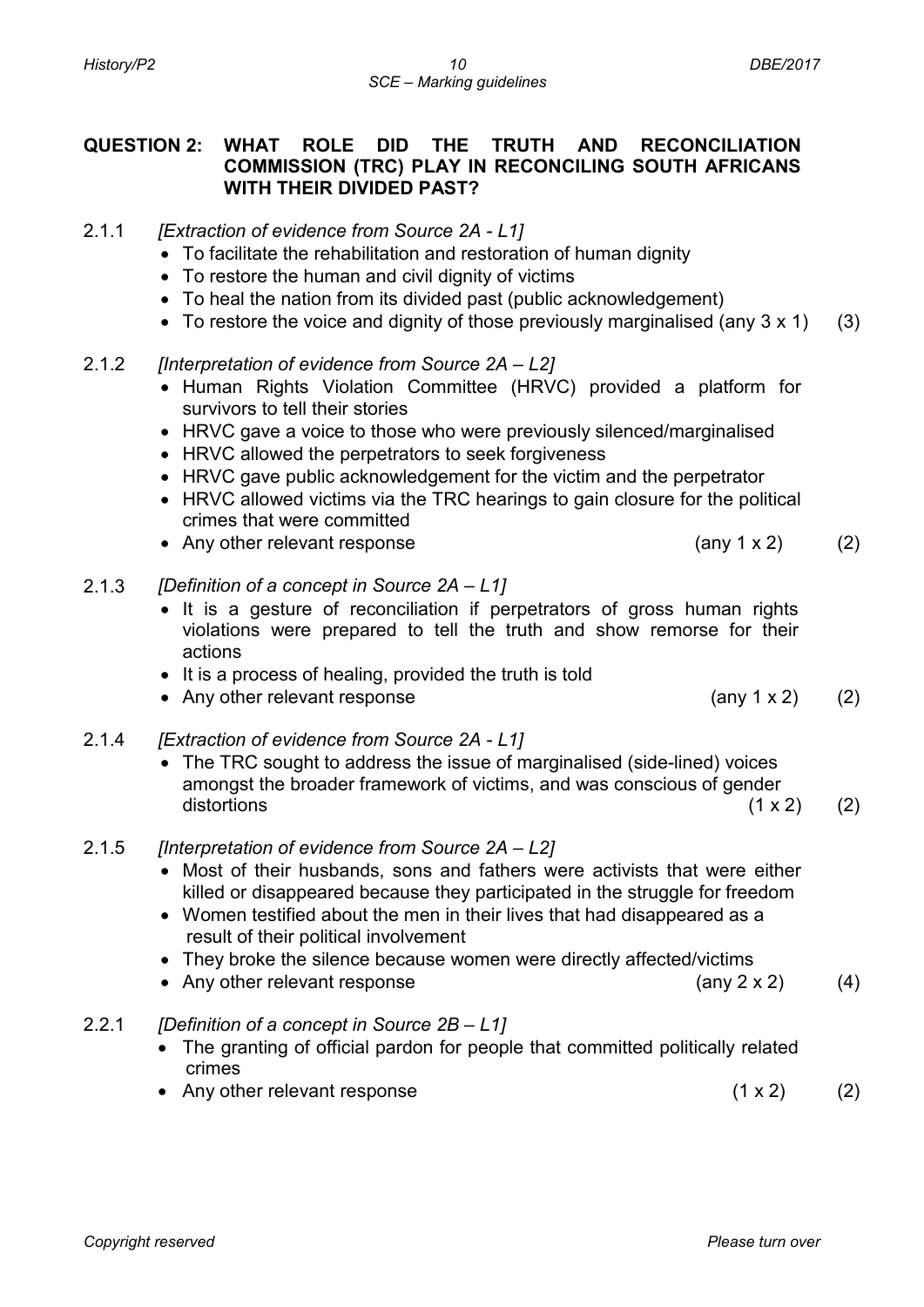**QUESTION 2: WHAT ROLE DID THE TRUTH AND RECONCILIATION COMMISSION (TRC) PLAY IN RECONCILING SOUTH AFRICANS WITH THEIR DIVIDED PAST?**

2.1.1 *[Extraction of evidence from Source 2A - L1]*

- To facilitate the rehabilitation and restoration of human dignity
- To restore the human and civil dignity of victims
- To heal the nation from its divided past (public acknowledgement)
- To restore the voice and dignity of those previously marginalised (any 3 x 1) (3)

2.1.2 *[Interpretation of evidence from Source 2A – L2]*

- Human Rights Violation Committee (HRVC) provided a platform for survivors to tell their stories
- HRVC gave a voice to those who were previously silenced/marginalised
- HRVC allowed the perpetrators to seek forgiveness
- HRVC gave public acknowledgement for the victim and the perpetrator
- HRVC allowed victims via the TRC hearings to gain closure for the political crimes that were committed
- Any other relevant response (any 1 x 2) (2)

2.1.3 *[Definition of a concept in Source 2A – L1]*

- It is a gesture of reconciliation if perpetrators of gross human rights violations were prepared to tell the truth and show remorse for their actions
- It is a process of healing, provided the truth is told
- Any other relevant response (any 1 x 2) (2)

2.1.4 *[Extraction of evidence from Source 2A - L1]*

- The TRC sought to address the issue of marginalised (side-lined) voices amongst the broader framework of victims, and was conscious of gender distortions (1 x 2) (2)

2.1.5 *[Interpretation of evidence from Source 2A – L2]*

- Most of their husbands, sons and fathers were activists that were either killed or disappeared because they participated in the struggle for freedom
- Women testified about the men in their lives that had disappeared as a result of their political involvement
- They broke the silence because women were directly affected/victims
- Any other relevant response (any 2 x 2) (4)

2.2.1 *[Definition of a concept in Source 2B – L1]*

- The granting of official pardon for people that committed politically related crimes
- Any other relevant response (1 x 2) (2)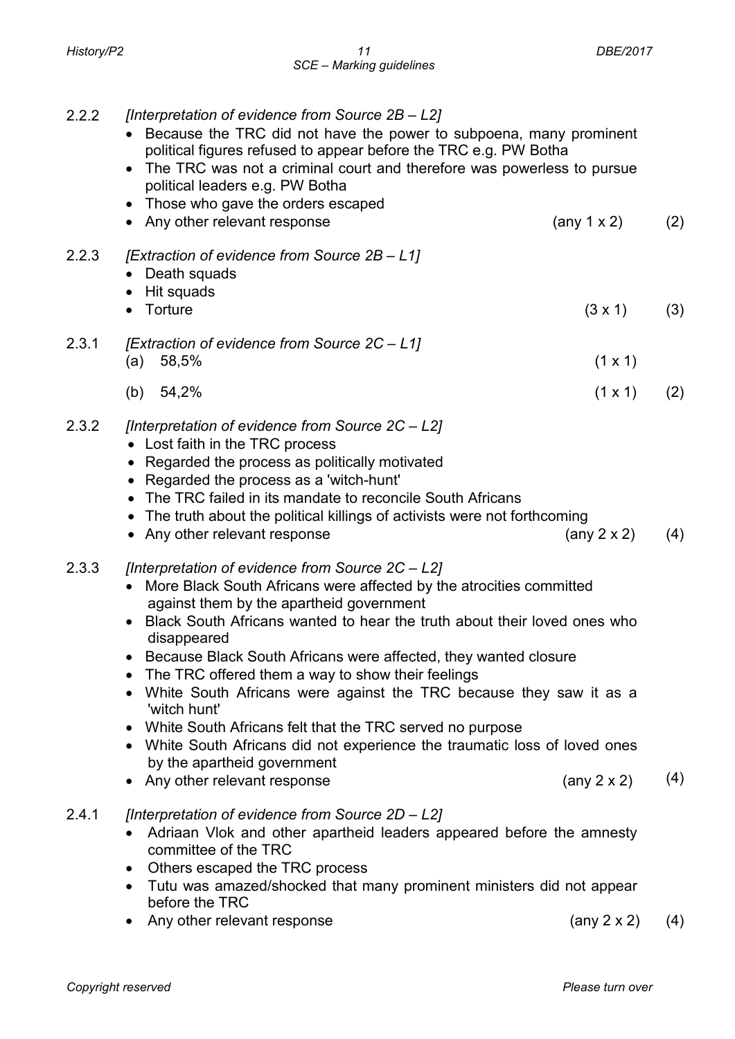2.2.2 *[Interpretation of evidence from Source 2B – L2]*

- Because the TRC did not have the power to subpoena, many prominent political figures refused to appear before the TRC e.g. PW Botha
- The TRC was not a criminal court and therefore was powerless to pursue political leaders e.g. PW Botha
- Those who gave the orders escaped
- Any other relevant response (any 1 x 2) (2)

2.2.3 *[Extraction of evidence from Source 2B – L1]*

- Death squads
- Hit squads
- Torture (3 x 1) (3)

2.3.1 *[Extraction of evidence from Source 2C – L1]*

(a) 58,5% (1 x 1)

(b) 54,2% (1 x 1) (2)

2.3.2 *[Interpretation of evidence from Source 2C – L2]*

- Lost faith in the TRC process
- Regarded the process as politically motivated
- Regarded the process as a 'witch-hunt'
- The TRC failed in its mandate to reconcile South Africans
- The truth about the political killings of activists were not forthcoming
- Any other relevant response (any 2 x 2) (4)

2.3.3 *[Interpretation of evidence from Source 2C – L2]*

- More Black South Africans were affected by the atrocities committed against them by the apartheid government
- Black South Africans wanted to hear the truth about their loved ones who disappeared
- Because Black South Africans were affected, they wanted closure
- The TRC offered them a way to show their feelings
- White South Africans were against the TRC because they saw it as a 'witch hunt'
- White South Africans felt that the TRC served no purpose
- White South Africans did not experience the traumatic loss of loved ones by the apartheid government
- Any other relevant response (any 2 x 2) (4)

2.4.1 *[Interpretation of evidence from Source 2D – L2]*

- Adriaan Vlok and other apartheid leaders appeared before the amnesty committee of the TRC
- Others escaped the TRC process
- Tutu was amazed/shocked that many prominent ministers did not appear before the TRC
- Any other relevant response (any 2 x 2) (4)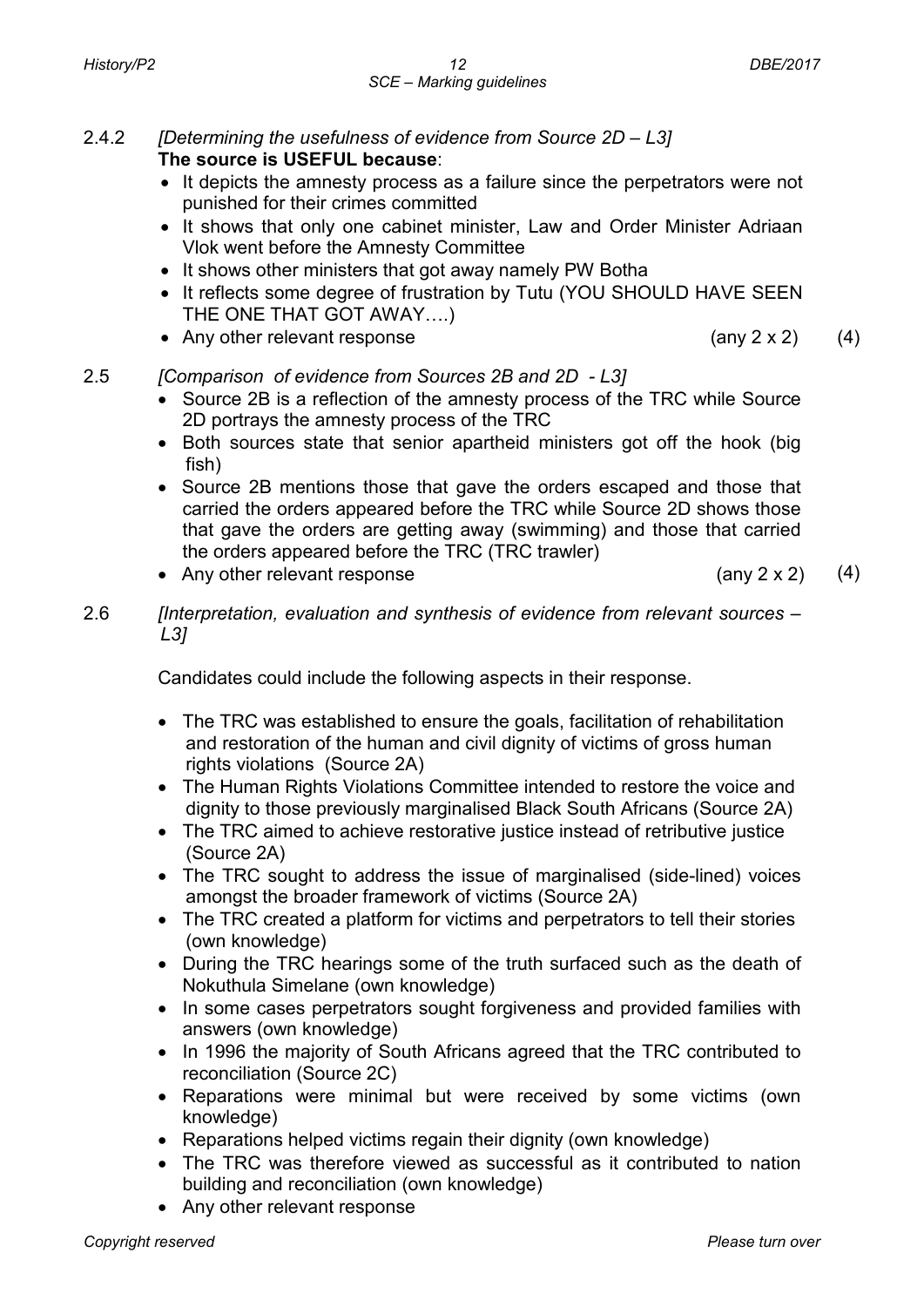2.4.2 *[Determining the usefulness of evidence from Source 2D – L3]*

**The source is USEFUL because**:

- It depicts the amnesty process as a failure since the perpetrators were not punished for their crimes committed
- It shows that only one cabinet minister, Law and Order Minister Adriaan Vlok went before the Amnesty Committee
- It shows other ministers that got away namely PW Botha
- It reflects some degree of frustration by Tutu (YOU SHOULD HAVE SEEN THE ONE THAT GOT AWAY….)
- Any other relevant response (any 2 x 2) (4)

2.5 *[Comparison of evidence from Sources 2B and 2D - L3]*

- Source 2B is a reflection of the amnesty process of the TRC while Source 2D portrays the amnesty process of the TRC
- Both sources state that senior apartheid ministers got off the hook (big fish)
- Source 2B mentions those that gave the orders escaped and those that carried the orders appeared before the TRC while Source 2D shows those that gave the orders are getting away (swimming) and those that carried the orders appeared before the TRC (TRC trawler)
- Any other relevant response (any 2 x 2) (4)

2.6 *[Interpretation, evaluation and synthesis of evidence from relevant sources – L3]*

Candidates could include the following aspects in their response.

- The TRC was established to ensure the goals, facilitation of rehabilitation and restoration of the human and civil dignity of victims of gross human rights violations (Source 2A)
- The Human Rights Violations Committee intended to restore the voice and dignity to those previously marginalised Black South Africans (Source 2A)
- The TRC aimed to achieve restorative justice instead of retributive justice (Source 2A)
- The TRC sought to address the issue of marginalised (side-lined) voices amongst the broader framework of victims (Source 2A)
- The TRC created a platform for victims and perpetrators to tell their stories (own knowledge)
- During the TRC hearings some of the truth surfaced such as the death of Nokuthula Simelane (own knowledge)
- In some cases perpetrators sought forgiveness and provided families with answers (own knowledge)
- In 1996 the majority of South Africans agreed that the TRC contributed to reconciliation (Source 2C)
- Reparations were minimal but were received by some victims (own knowledge)
- Reparations helped victims regain their dignity (own knowledge)
- The TRC was therefore viewed as successful as it contributed to nation building and reconciliation (own knowledge)
- Any other relevant response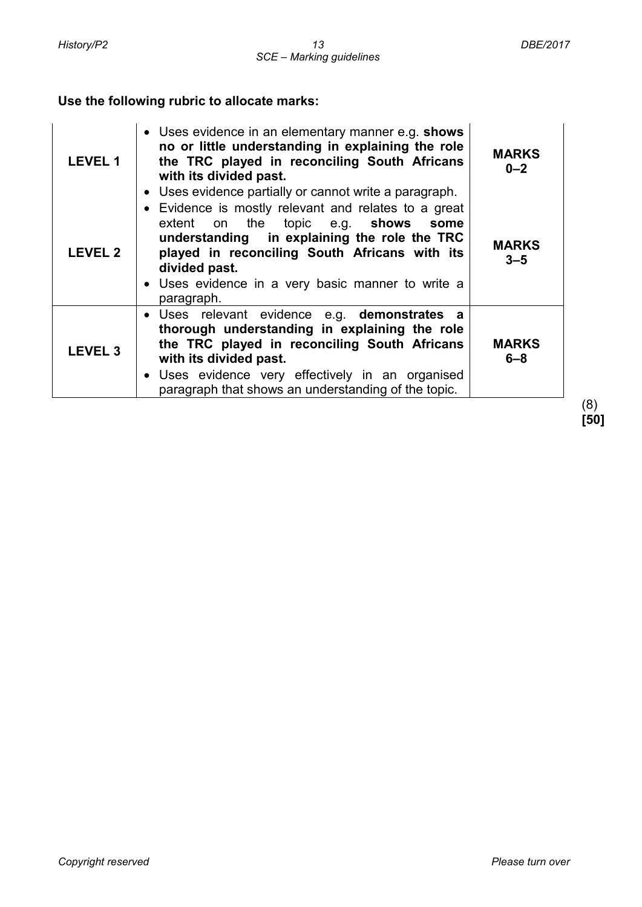**Use the following rubric to allocate marks:**

| | | |
|---|---|---|
| **LEVEL 1** | • Uses evidence in an elementary manner e.g. **shows no or little understanding in explaining the role the TRC played in reconciling South Africans with its divided past.**<br>• Uses evidence partially or cannot write a paragraph. | **MARKS 0–2** |
| **LEVEL 2** | • Evidence is mostly relevant and relates to a great extent on the topic e.g. **shows some understanding in explaining the role the TRC played in reconciling South Africans with its divided past.**<br>• Uses evidence in a very basic manner to write a paragraph. | **MARKS 3–5** |
| **LEVEL 3** | • Uses relevant evidence e.g. **demonstrates a thorough understanding in explaining the role the TRC played in reconciling South Africans with its divided past.**<br>• Uses evidence very effectively in an organised paragraph that shows an understanding of the topic. | **MARKS 6–8** |

(8)
**[50]**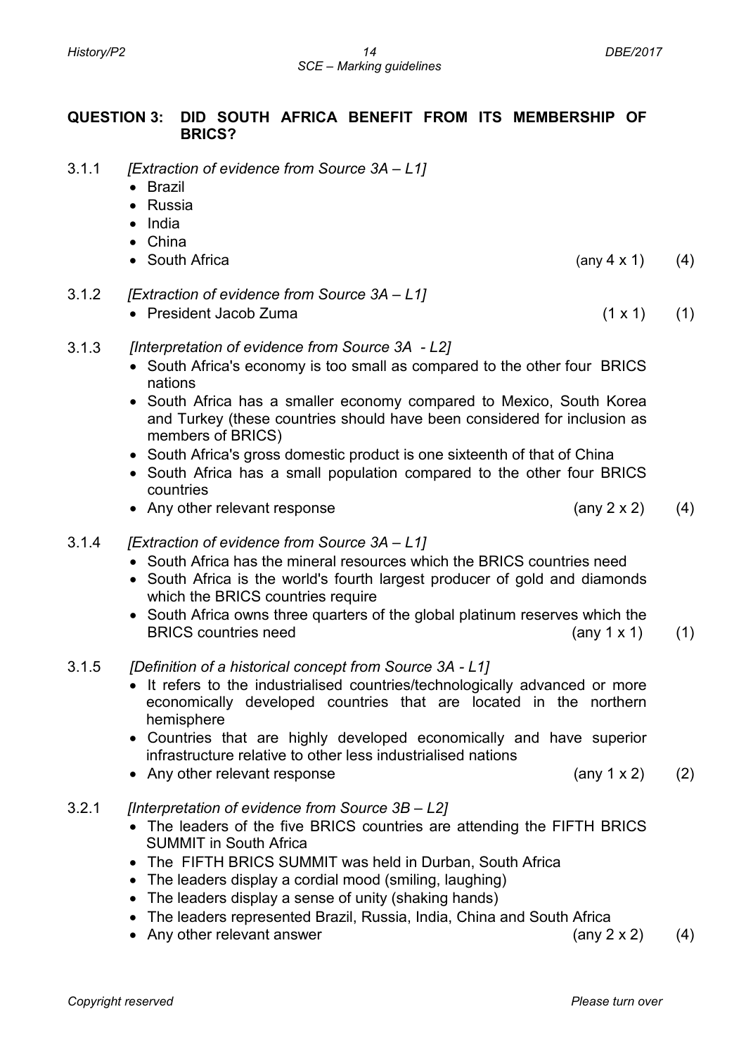## QUESTION 3: DID SOUTH AFRICA BENEFIT FROM ITS MEMBERSHIP OF BRICS?

3.1.1 *[Extraction of evidence from Source 3A – L1]*

- Brazil
- Russia
- India
- China
- South Africa (any 4 x 1) (4)

3.1.2 *[Extraction of evidence from Source 3A – L1]*

- President Jacob Zuma (1 x 1) (1)

3.1.3 *[Interpretation of evidence from Source 3A - L2]*

- South Africa's economy is too small as compared to the other four BRICS nations
- South Africa has a smaller economy compared to Mexico, South Korea and Turkey (these countries should have been considered for inclusion as members of BRICS)
- South Africa's gross domestic product is one sixteenth of that of China
- South Africa has a small population compared to the other four BRICS countries
- Any other relevant response (any 2 x 2) (4)

3.1.4 *[Extraction of evidence from Source 3A – L1]*

- South Africa has the mineral resources which the BRICS countries need
- South Africa is the world's fourth largest producer of gold and diamonds which the BRICS countries require
- South Africa owns three quarters of the global platinum reserves which the BRICS countries need (any 1 x 1) (1)

3.1.5 *[Definition of a historical concept from Source 3A - L1]*

- It refers to the industrialised countries/technologically advanced or more economically developed countries that are located in the northern hemisphere
- Countries that are highly developed economically and have superior infrastructure relative to other less industrialised nations
- Any other relevant response (any 1 x 2) (2)

3.2.1 *[Interpretation of evidence from Source 3B – L2]*

- The leaders of the five BRICS countries are attending the FIFTH BRICS SUMMIT in South Africa
- The FIFTH BRICS SUMMIT was held in Durban, South Africa
- The leaders display a cordial mood (smiling, laughing)
- The leaders display a sense of unity (shaking hands)
- The leaders represented Brazil, Russia, India, China and South Africa
- Any other relevant answer (any 2 x 2) (4)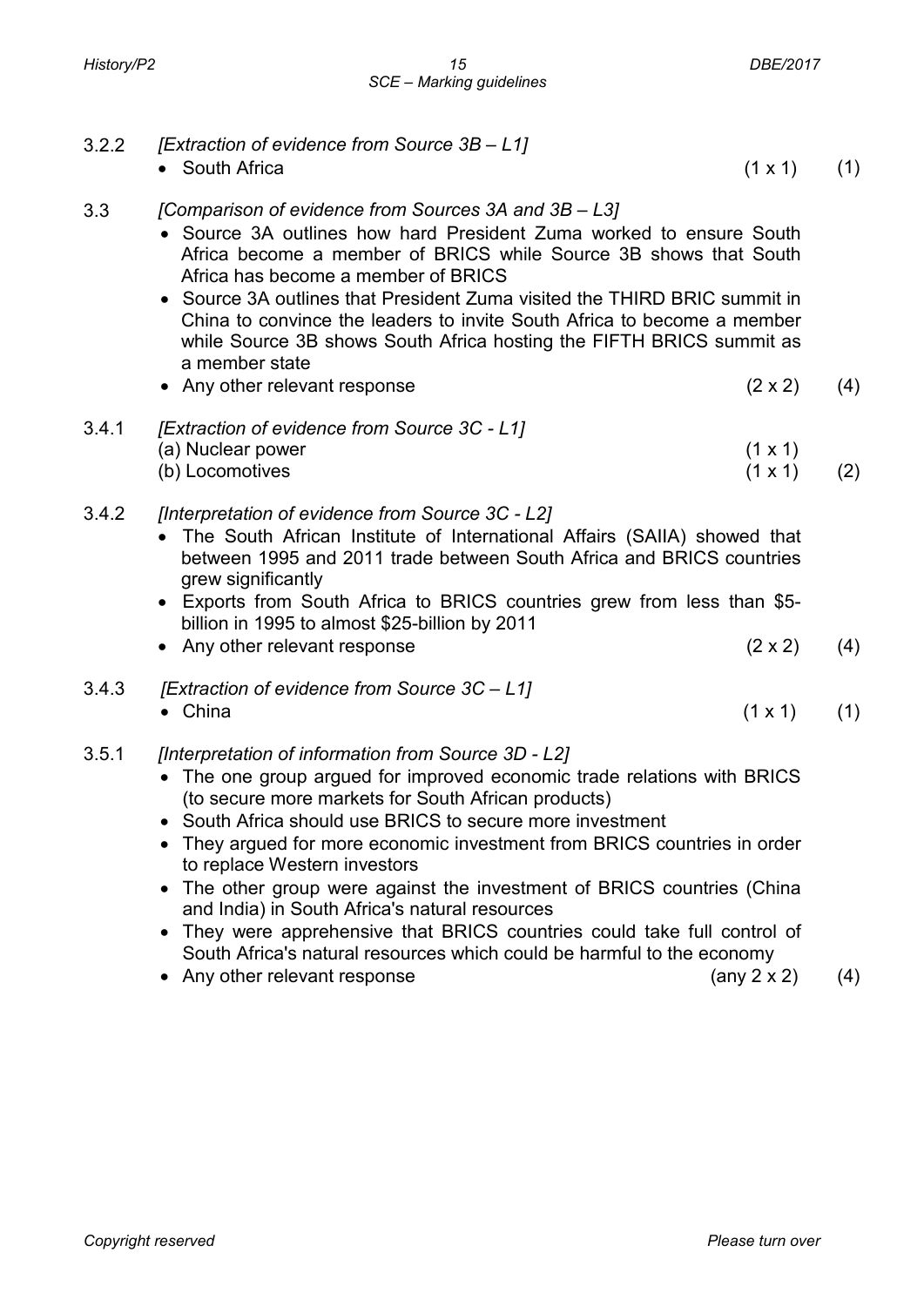3.2.2 *[Extraction of evidence from Source 3B – L1]*

- South Africa (1 x 1) (1)

3.3 *[Comparison of evidence from Sources 3A and 3B – L3]*

- Source 3A outlines how hard President Zuma worked to ensure South Africa become a member of BRICS while Source 3B shows that South Africa has become a member of BRICS
- Source 3A outlines that President Zuma visited the THIRD BRIC summit in China to convince the leaders to invite South Africa to become a member while Source 3B shows South Africa hosting the FIFTH BRICS summit as a member state
- Any other relevant response (2 x 2) (4)

3.4.1 *[Extraction of evidence from Source 3C - L1]*

(a) Nuclear power (1 x 1)
(b) Locomotives (1 x 1) (2)

3.4.2 *[Interpretation of evidence from Source 3C - L2]*

- The South African Institute of International Affairs (SAIIA) showed that between 1995 and 2011 trade between South Africa and BRICS countries grew significantly
- Exports from South Africa to BRICS countries grew from less than $5-billion in 1995 to almost $25-billion by 2011
- Any other relevant response (2 x 2) (4)

3.4.3 *[Extraction of evidence from Source 3C – L1]*

- China (1 x 1) (1)

3.5.1 *[Interpretation of information from Source 3D - L2]*

- The one group argued for improved economic trade relations with BRICS (to secure more markets for South African products)
- South Africa should use BRICS to secure more investment
- They argued for more economic investment from BRICS countries in order to replace Western investors
- The other group were against the investment of BRICS countries (China and India) in South Africa's natural resources
- They were apprehensive that BRICS countries could take full control of South Africa's natural resources which could be harmful to the economy
- Any other relevant response (any 2 x 2) (4)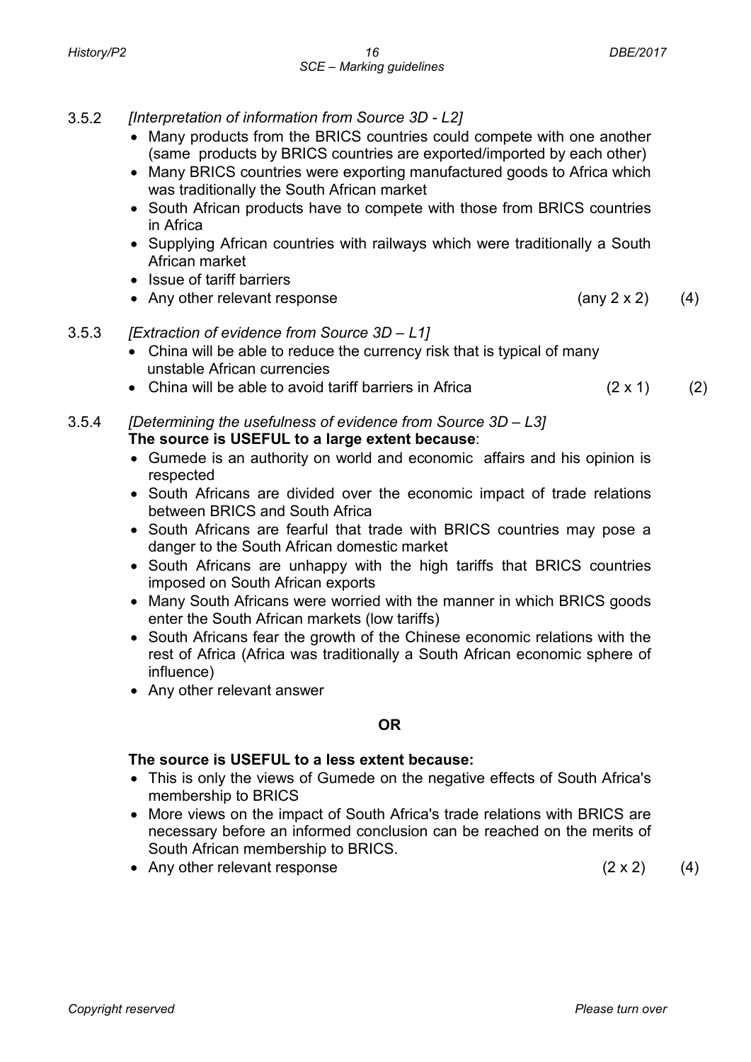3.5.2 *[Interpretation of information from Source 3D - L2]*

- Many products from the BRICS countries could compete with one another (same products by BRICS countries are exported/imported by each other)
- Many BRICS countries were exporting manufactured goods to Africa which was traditionally the South African market
- South African products have to compete with those from BRICS countries in Africa
- Supplying African countries with railways which were traditionally a South African market
- Issue of tariff barriers
- Any other relevant response (any 2 x 2) (4)

3.5.3 *[Extraction of evidence from Source 3D – L1]*

- China will be able to reduce the currency risk that is typical of many unstable African currencies
- China will be able to avoid tariff barriers in Africa (2 x 1) (2)

3.5.4 *[Determining the usefulness of evidence from Source 3D – L3]*

**The source is USEFUL to a large extent because**:

- Gumede is an authority on world and economic affairs and his opinion is respected
- South Africans are divided over the economic impact of trade relations between BRICS and South Africa
- South Africans are fearful that trade with BRICS countries may pose a danger to the South African domestic market
- South Africans are unhappy with the high tariffs that BRICS countries imposed on South African exports
- Many South Africans were worried with the manner in which BRICS goods enter the South African markets (low tariffs)
- South Africans fear the growth of the Chinese economic relations with the rest of Africa (Africa was traditionally a South African economic sphere of influence)
- Any other relevant answer

**OR**

**The source is USEFUL to a less extent because:**

- This is only the views of Gumede on the negative effects of South Africa's membership to BRICS
- More views on the impact of South Africa's trade relations with BRICS are necessary before an informed conclusion can be reached on the merits of South African membership to BRICS.
- Any other relevant response (2 x 2) (4)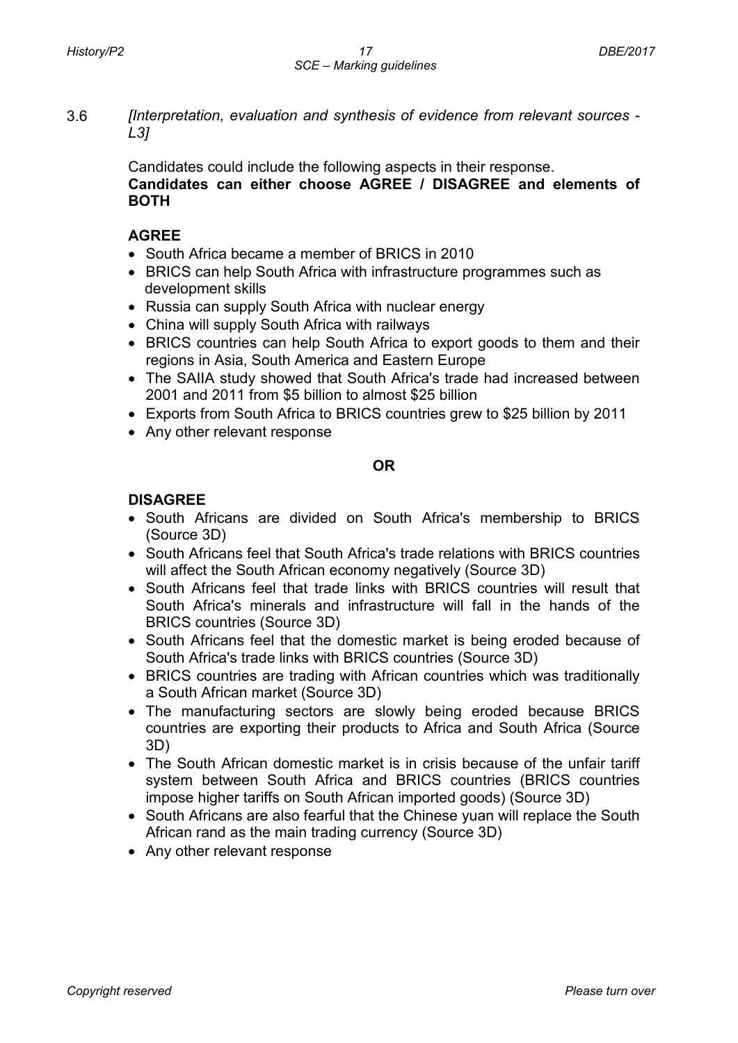3.6 *[Interpretation, evaluation and synthesis of evidence from relevant sources - L3]*

Candidates could include the following aspects in their response.
**Candidates can either choose AGREE / DISAGREE and elements of BOTH**

**AGREE**

- South Africa became a member of BRICS in 2010
- BRICS can help South Africa with infrastructure programmes such as development skills
- Russia can supply South Africa with nuclear energy
- China will supply South Africa with railways
- BRICS countries can help South Africa to export goods to them and their regions in Asia, South America and Eastern Europe
- The SAIIA study showed that South Africa's trade had increased between 2001 and 2011 from \$5 billion to almost \$25 billion
- Exports from South Africa to BRICS countries grew to \$25 billion by 2011
- Any other relevant response

**OR**

**DISAGREE**

- South Africans are divided on South Africa's membership to BRICS (Source 3D)
- South Africans feel that South Africa's trade relations with BRICS countries will affect the South African economy negatively (Source 3D)
- South Africans feel that trade links with BRICS countries will result that South Africa's minerals and infrastructure will fall in the hands of the BRICS countries (Source 3D)
- South Africans feel that the domestic market is being eroded because of South Africa's trade links with BRICS countries (Source 3D)
- BRICS countries are trading with African countries which was traditionally a South African market (Source 3D)
- The manufacturing sectors are slowly being eroded because BRICS countries are exporting their products to Africa and South Africa (Source 3D)
- The South African domestic market is in crisis because of the unfair tariff system between South Africa and BRICS countries (BRICS countries impose higher tariffs on South African imported goods) (Source 3D)
- South Africans are also fearful that the Chinese yuan will replace the South African rand as the main trading currency (Source 3D)
- Any other relevant response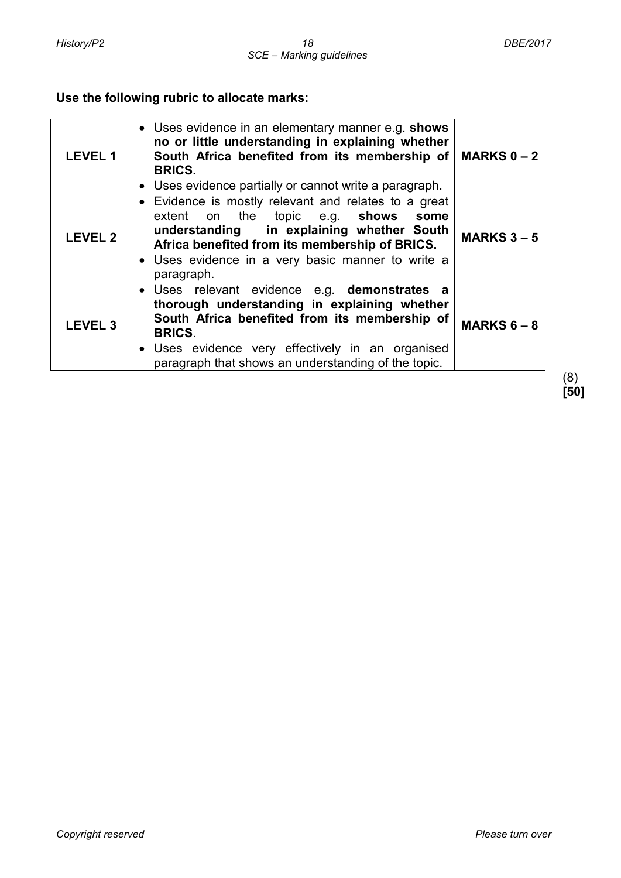**Use the following rubric to allocate marks:**

| | | |
|---|---|---|
| **LEVEL 1** | • Uses evidence in an elementary manner e.g. **shows no or little understanding in explaining whether South Africa benefited from its membership of BRICS.**<br>• Uses evidence partially or cannot write a paragraph. | **MARKS 0 – 2** |
| **LEVEL 2** | • Evidence is mostly relevant and relates to a great extent on the topic e.g. **shows some understanding in explaining whether South Africa benefited from its membership of BRICS.**<br>• Uses evidence in a very basic manner to write a paragraph. | **MARKS 3 – 5** |
| **LEVEL 3** | • Uses relevant evidence e.g. **demonstrates a thorough understanding in explaining whether South Africa benefited from its membership of BRICS**.<br>• Uses evidence very effectively in an organised paragraph that shows an understanding of the topic. | **MARKS 6 – 8** |

(8)
**[50]**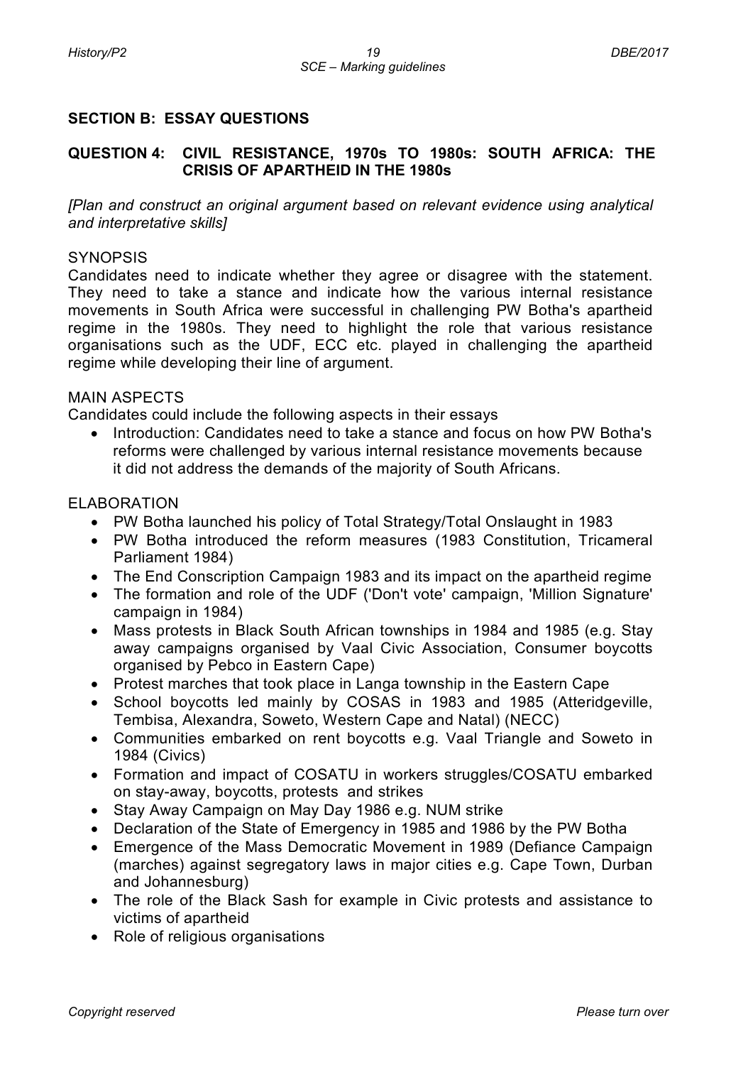## SECTION B: ESSAY QUESTIONS

### QUESTION 4: CIVIL RESISTANCE, 1970s TO 1980s: SOUTH AFRICA: THE CRISIS OF APARTHEID IN THE 1980s

*[Plan and construct an original argument based on relevant evidence using analytical and interpretative skills]*

SYNOPSIS

Candidates need to indicate whether they agree or disagree with the statement. They need to take a stance and indicate how the various internal resistance movements in South Africa were successful in challenging PW Botha's apartheid regime in the 1980s. They need to highlight the role that various resistance organisations such as the UDF, ECC etc. played in challenging the apartheid regime while developing their line of argument.

MAIN ASPECTS

Candidates could include the following aspects in their essays

- Introduction: Candidates need to take a stance and focus on how PW Botha's reforms were challenged by various internal resistance movements because it did not address the demands of the majority of South Africans.

ELABORATION

- PW Botha launched his policy of Total Strategy/Total Onslaught in 1983
- PW Botha introduced the reform measures (1983 Constitution, Tricameral Parliament 1984)
- The End Conscription Campaign 1983 and its impact on the apartheid regime
- The formation and role of the UDF ('Don't vote' campaign, 'Million Signature' campaign in 1984)
- Mass protests in Black South African townships in 1984 and 1985 (e.g. Stay away campaigns organised by Vaal Civic Association, Consumer boycotts organised by Pebco in Eastern Cape)
- Protest marches that took place in Langa township in the Eastern Cape
- School boycotts led mainly by COSAS in 1983 and 1985 (Atteridgeville, Tembisa, Alexandra, Soweto, Western Cape and Natal) (NECC)
- Communities embarked on rent boycotts e.g. Vaal Triangle and Soweto in 1984 (Civics)
- Formation and impact of COSATU in workers struggles/COSATU embarked on stay-away, boycotts, protests and strikes
- Stay Away Campaign on May Day 1986 e.g. NUM strike
- Declaration of the State of Emergency in 1985 and 1986 by the PW Botha
- Emergence of the Mass Democratic Movement in 1989 (Defiance Campaign (marches) against segregatory laws in major cities e.g. Cape Town, Durban and Johannesburg)
- The role of the Black Sash for example in Civic protests and assistance to victims of apartheid
- Role of religious organisations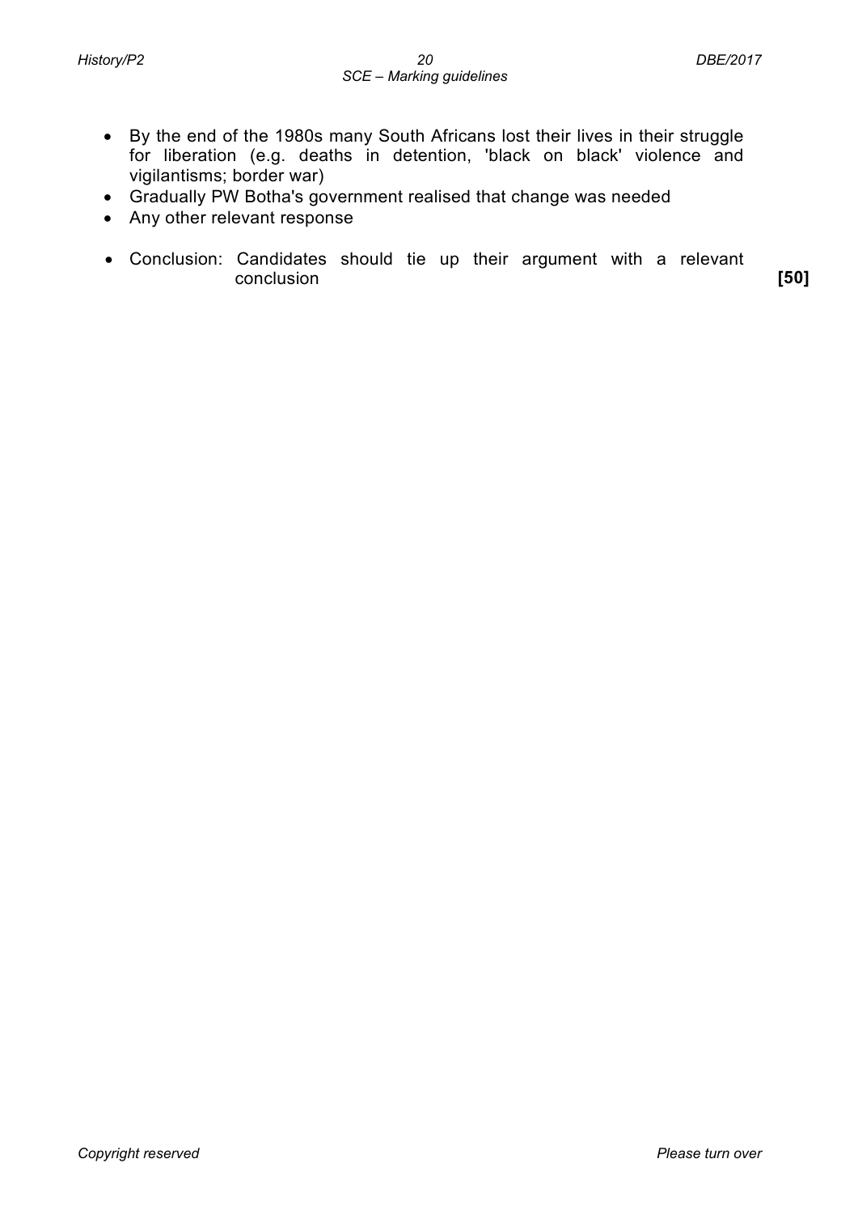- By the end of the 1980s many South Africans lost their lives in their struggle for liberation (e.g. deaths in detention, 'black on black' violence and vigilantisms; border war)
- Gradually PW Botha's government realised that change was needed
- Any other relevant response

- Conclusion: Candidates should tie up their argument with a relevant conclusion **[50]**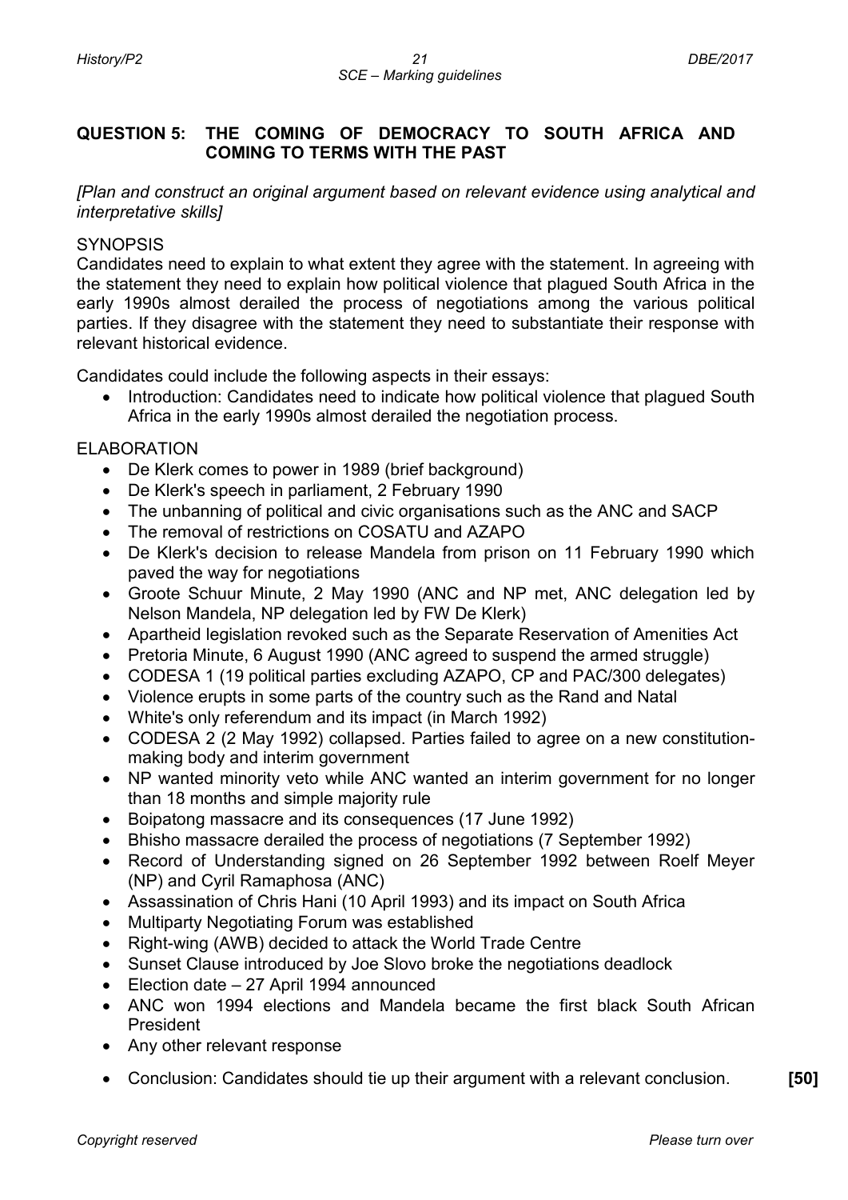## QUESTION 5: THE COMING OF DEMOCRACY TO SOUTH AFRICA AND COMING TO TERMS WITH THE PAST

*[Plan and construct an original argument based on relevant evidence using analytical and interpretative skills]*

SYNOPSIS

Candidates need to explain to what extent they agree with the statement. In agreeing with the statement they need to explain how political violence that plagued South Africa in the early 1990s almost derailed the process of negotiations among the various political parties. If they disagree with the statement they need to substantiate their response with relevant historical evidence.

Candidates could include the following aspects in their essays:

- Introduction: Candidates need to indicate how political violence that plagued South Africa in the early 1990s almost derailed the negotiation process.

ELABORATION

- De Klerk comes to power in 1989 (brief background)
- De Klerk's speech in parliament, 2 February 1990
- The unbanning of political and civic organisations such as the ANC and SACP
- The removal of restrictions on COSATU and AZAPO
- De Klerk's decision to release Mandela from prison on 11 February 1990 which paved the way for negotiations
- Groote Schuur Minute, 2 May 1990 (ANC and NP met, ANC delegation led by Nelson Mandela, NP delegation led by FW De Klerk)
- Apartheid legislation revoked such as the Separate Reservation of Amenities Act
- Pretoria Minute, 6 August 1990 (ANC agreed to suspend the armed struggle)
- CODESA 1 (19 political parties excluding AZAPO, CP and PAC/300 delegates)
- Violence erupts in some parts of the country such as the Rand and Natal
- White's only referendum and its impact (in March 1992)
- CODESA 2 (2 May 1992) collapsed. Parties failed to agree on a new constitution-making body and interim government
- NP wanted minority veto while ANC wanted an interim government for no longer than 18 months and simple majority rule
- Boipatong massacre and its consequences (17 June 1992)
- Bhisho massacre derailed the process of negotiations (7 September 1992)
- Record of Understanding signed on 26 September 1992 between Roelf Meyer (NP) and Cyril Ramaphosa (ANC)
- Assassination of Chris Hani (10 April 1993) and its impact on South Africa
- Multiparty Negotiating Forum was established
- Right-wing (AWB) decided to attack the World Trade Centre
- Sunset Clause introduced by Joe Slovo broke the negotiations deadlock
- Election date – 27 April 1994 announced
- ANC won 1994 elections and Mandela became the first black South African President
- Any other relevant response

- Conclusion: Candidates should tie up their argument with a relevant conclusion. **[50]**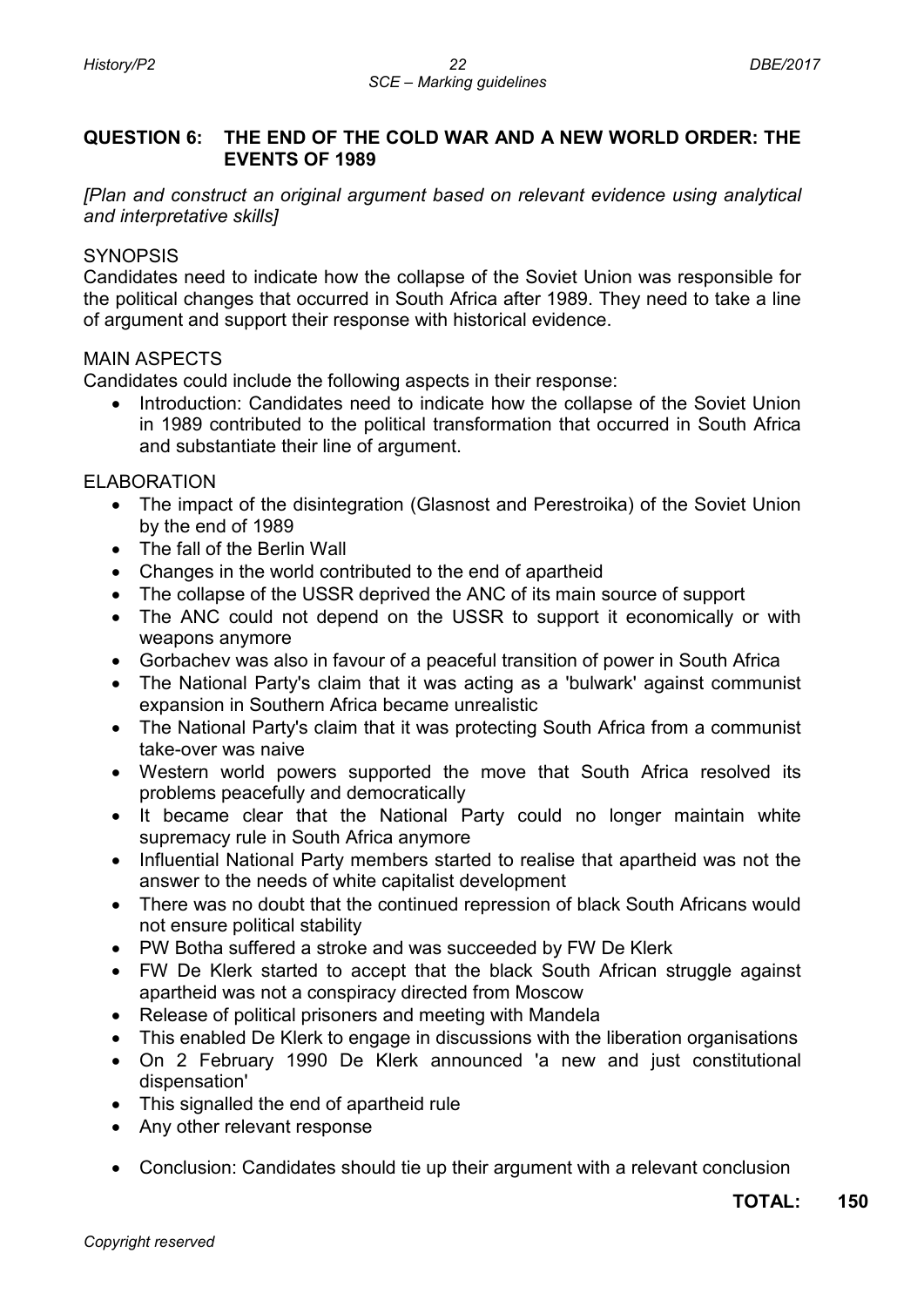## QUESTION 6: THE END OF THE COLD WAR AND A NEW WORLD ORDER: THE EVENTS OF 1989

*[Plan and construct an original argument based on relevant evidence using analytical and interpretative skills]*

SYNOPSIS

Candidates need to indicate how the collapse of the Soviet Union was responsible for the political changes that occurred in South Africa after 1989. They need to take a line of argument and support their response with historical evidence.

MAIN ASPECTS

Candidates could include the following aspects in their response:

- Introduction: Candidates need to indicate how the collapse of the Soviet Union in 1989 contributed to the political transformation that occurred in South Africa and substantiate their line of argument.

ELABORATION

- The impact of the disintegration (Glasnost and Perestroika) of the Soviet Union by the end of 1989
- The fall of the Berlin Wall
- Changes in the world contributed to the end of apartheid
- The collapse of the USSR deprived the ANC of its main source of support
- The ANC could not depend on the USSR to support it economically or with weapons anymore
- Gorbachev was also in favour of a peaceful transition of power in South Africa
- The National Party's claim that it was acting as a 'bulwark' against communist expansion in Southern Africa became unrealistic
- The National Party's claim that it was protecting South Africa from a communist take-over was naive
- Western world powers supported the move that South Africa resolved its problems peacefully and democratically
- It became clear that the National Party could no longer maintain white supremacy rule in South Africa anymore
- Influential National Party members started to realise that apartheid was not the answer to the needs of white capitalist development
- There was no doubt that the continued repression of black South Africans would not ensure political stability
- PW Botha suffered a stroke and was succeeded by FW De Klerk
- FW De Klerk started to accept that the black South African struggle against apartheid was not a conspiracy directed from Moscow
- Release of political prisoners and meeting with Mandela
- This enabled De Klerk to engage in discussions with the liberation organisations
- On 2 February 1990 De Klerk announced 'a new and just constitutional dispensation'
- This signalled the end of apartheid rule
- Any other relevant response

- Conclusion: Candidates should tie up their argument with a relevant conclusion

**TOTAL: 150**